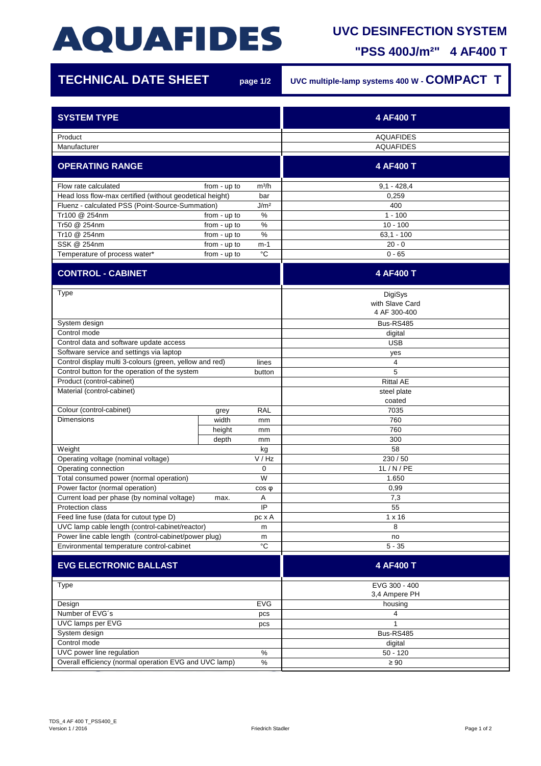# AQUAFIDES

## UVC DESINFECTION SYSTEM

## "PSS 400J/m²" 4 AF400 T

**TECHNICAL DATE SHEET** page 1/2 | UVC multiple-lamp systems 400 W - **COMPACT T**

| SYSTEM TYPE | | | 4 AF400 T |
|---|---|---|---|
| Product | | | AQUAFIDES |
| Manufacturer | | | AQUAFIDES |
| **OPERATING RANGE** | | | **4 AF400 T** |
| Flow rate calculated | from - up to | m³/h | 9,1 - 428,4 |
| Head loss flow-max certified (without geodetical height) | | bar | 0,259 |
| Fluenz - calculated PSS (Point-Source-Summation) | | J/m² | 400 |
| Tr100 @ 254nm | from - up to | % | 1 - 100 |
| Tr50 @ 254nm | from - up to | % | 10 - 100 |
| Tr10 @ 254nm | from - up to | % | 63,1 - 100 |
| SSK @ 254nm | from - up to | m-1 | 20 - 0 |
| Temperature of process water* | from - up to | °C | 0 - 65 |
| **CONTROL - CABINET** | | | **4 AF400 T** |
| Type | | | DigiSys with Slave Card 4 AF 300-400 |
| System design | | | Bus-RS485 |
| Control mode | | | digital |
| Control data and software update access | | | USB |
| Software service and settings via laptop | | | yes |
| Control display multi 3-colours (green, yellow and red) | | lines | 4 |
| Control button for the operation of the system | | button | 5 |
| Product (control-cabinet) | | | Rittal AE |
| Material (control-cabinet) | | | steel plate coated |
| Colour (control-cabinet) | grey | RAL | 7035 |
| Dimensions | width | mm | 760 |
| | height | mm | 760 |
| | depth | mm | 300 |
| Weight | | kg | 58 |
| Operating voltage (nominal voltage) | | V / Hz | 230 / 50 |
| Operating connection | | 0 | 1L / N / PE |
| Total consumed power (normal operation) | | W | 1.650 |
| Power factor (normal operation) | | cos φ | 0,99 |
| Current load per phase (by nominal voltage) | max. | A | 7,3 |
| Protection class | | IP | 55 |
| Feed line fuse (data for cutout type D) | | pc x A | 1 x 16 |
| UVC lamp cable length (control-cabinet/reactor) | | m | 8 |
| Power line cable length (control-cabinet/power plug) | | m | no |
| Environmental temperature control-cabinet | | °C | 5 - 35 |
| **EVG ELECTRONIC BALLAST** | | | **4 AF400 T** |
| Type | | | EVG 300 - 400 3,4 Ampere PH |
| Design | | EVG | housing |
| Number of EVG´s | | pcs | 4 |
| UVC lamps per EVG | | pcs | 1 |
| System design | | | Bus-RS485 |
| Control mode | | | digital |
| UVC power line regulation | | % | 50 - 120 |
| Overall efficiency (normal operation EVG and UVC lamp) | | % | ≥ 90 |

TDS_4 AF 400 T_PSS400_E
Version 1 / 2016

Friedrich Stadler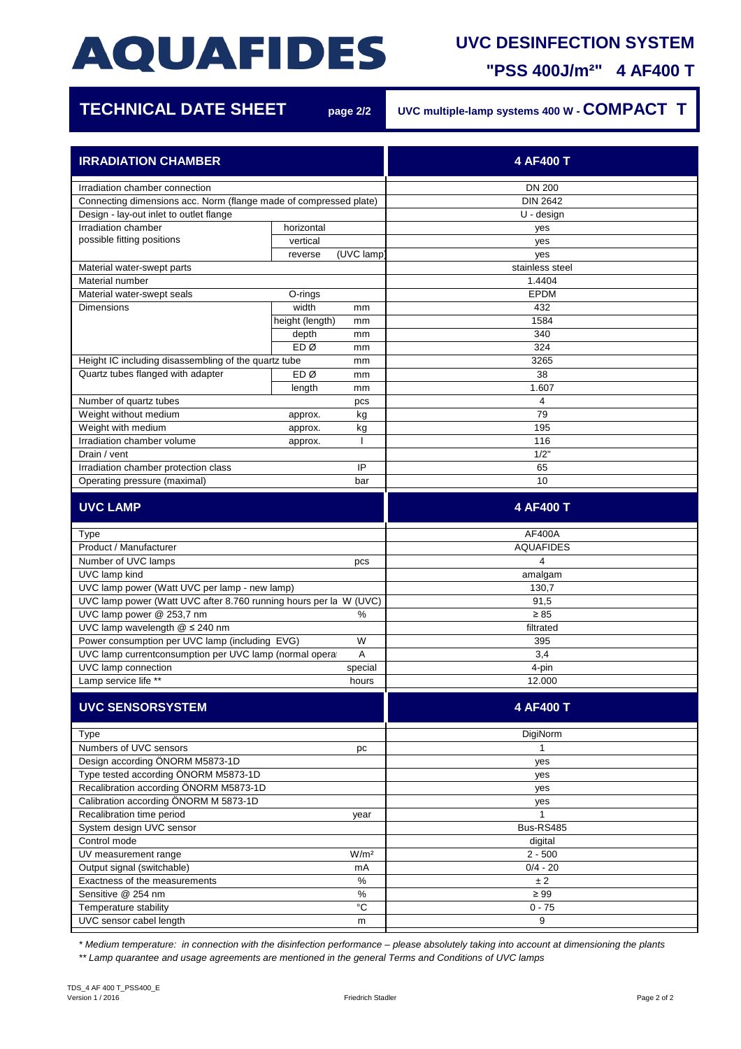# AQUAFIDES

## UVC DESINFECTION SYSTEM

## "PSS 400J/m²" 4 AF400 T

**TECHNICAL DATE SHEET** page 2/2 — UVC multiple-lamp systems 400 W - **COMPACT T**

| IRRADIATION CHAMBER | | | 4 AF400 T |
|---|---|---|---|
| Irradiation chamber connection | | | DN 200 |
| Connecting dimensions acc. Norm (flange made of compressed plate) | | | DIN 2642 |
| Design - lay-out inlet to outlet flange | | | U - design |
| Irradiation chamber possible fitting positions | horizontal | | yes |
| | vertical | | yes |
| | reverse | (UVC lamp) | yes |
| Material water-swept parts | | | stainless steel |
| Material number | | | 1.4404 |
| Material water-swept seals | O-rings | | EPDM |
| Dimensions | width | mm | 432 |
| | height (length) | mm | 1584 |
| | depth | mm | 340 |
| | ED Ø | mm | 324 |
| Height IC including disassembling of the quartz tube | | mm | 3265 |
| Quartz tubes flanged with adapter | ED Ø | mm | 38 |
| | length | mm | 1.607 |
| Number of quartz tubes | | pcs | 4 |
| Weight without medium | approx. | kg | 79 |
| Weight with medium | approx. | kg | 195 |
| Irradiation chamber volume | approx. | l | 116 |
| Drain / vent | | | 1/2" |
| Irradiation chamber protection class | | IP | 65 |
| Operating pressure (maximal) | | bar | 10 |

| UVC LAMP | | 4 AF400 T |
|---|---|---|
| Type | | AF400A |
| Product / Manufacturer | | AQUAFIDES |
| Number of UVC lamps | pcs | 4 |
| UVC lamp kind | | amalgam |
| UVC lamp power (Watt UVC per lamp - new lamp) | | 130,7 |
| UVC lamp power (Watt UVC after 8.760 running hours per la W (UVC) | | 91,5 |
| UVC lamp power @ 253,7 nm | % | ≥ 85 |
| UVC lamp wavelength @ ≤ 240 nm | | filtrated |
| Power consumption per UVC lamp (including EVG) | W | 395 |
| UVC lamp currentconsumption per UVC lamp (normal opera | A | 3,4 |
| UVC lamp connection | special | 4-pin |
| Lamp service life ** | hours | 12.000 |

| UVC SENSORSYSTEM | | 4 AF400 T |
|---|---|---|
| Type | | DigiNorm |
| Numbers of UVC sensors | pc | 1 |
| Design according ÖNORM M5873-1D | | yes |
| Type tested according ÖNORM M5873-1D | | yes |
| Recalibration according ÖNORM M5873-1D | | yes |
| Calibration according ÖNORM M 5873-1D | | yes |
| Recalibration time period | year | 1 |
| System design UVC sensor | | Bus-RS485 |
| Control mode | | digital |
| UV measurement range | W/m² | 2 - 500 |
| Output signal (switchable) | mA | 0/4 - 20 |
| Exactness of the measurements | % | ± 2 |
| Sensitive @ 254 nm | % | ≥ 99 |
| Temperature stability | °C | 0 - 75 |
| UVC sensor cabel length | m | 9 |

*\* Medium temperature: in connection with the disinfection performance – please absolutely taking into account at dimensioning the plants*

*\*\* Lamp quarantee and usage agreements are mentioned in the general Terms and Conditions of UVC lamps*

TDS_4 AF 400 T_PSS400_E
Version 1 / 2016 — Friedrich Stadler